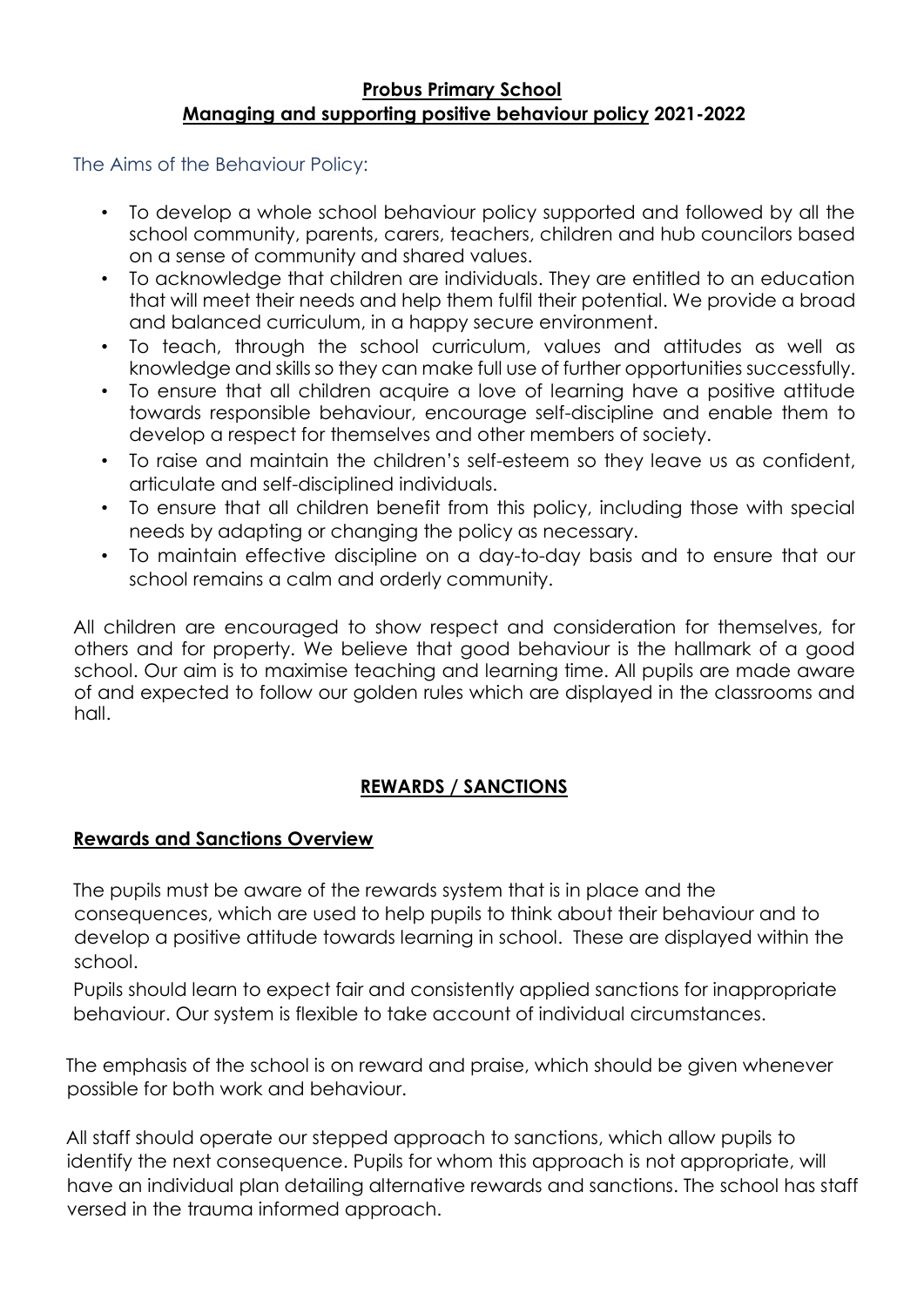# **Probus Primary School**
## **Managing and supporting positive behaviour policy 2021-2022**

### The Aims of the Behaviour Policy:

- To develop a whole school behaviour policy supported and followed by all the school community, parents, carers, teachers, children and hub councilors based on a sense of community and shared values.
- To acknowledge that children are individuals. They are entitled to an education that will meet their needs and help them fulfil their potential. We provide a broad and balanced curriculum, in a happy secure environment.
- To teach, through the school curriculum, values and attitudes as well as knowledge and skills so they can make full use of further opportunities successfully.
- To ensure that all children acquire a love of learning have a positive attitude towards responsible behaviour, encourage self-discipline and enable them to develop a respect for themselves and other members of society.
- To raise and maintain the children's self-esteem so they leave us as confident, articulate and self-disciplined individuals.
- To ensure that all children benefit from this policy, including those with special needs by adapting or changing the policy as necessary.
- To maintain effective discipline on a day-to-day basis and to ensure that our school remains a calm and orderly community.

All children are encouraged to show respect and consideration for themselves, for others and for property. We believe that good behaviour is the hallmark of a good school. Our aim is to maximise teaching and learning time. All pupils are made aware of and expected to follow our golden rules which are displayed in the classrooms and hall.

## **REWARDS / SANCTIONS**

### **Rewards and Sanctions Overview**

The pupils must be aware of the rewards system that is in place and the consequences, which are used to help pupils to think about their behaviour and to develop a positive attitude towards learning in school. These are displayed within the school.

Pupils should learn to expect fair and consistently applied sanctions for inappropriate behaviour. Our system is flexible to take account of individual circumstances.

The emphasis of the school is on reward and praise, which should be given whenever possible for both work and behaviour.

All staff should operate our stepped approach to sanctions, which allow pupils to identify the next consequence. Pupils for whom this approach is not appropriate, will have an individual plan detailing alternative rewards and sanctions. The school has staff versed in the trauma informed approach.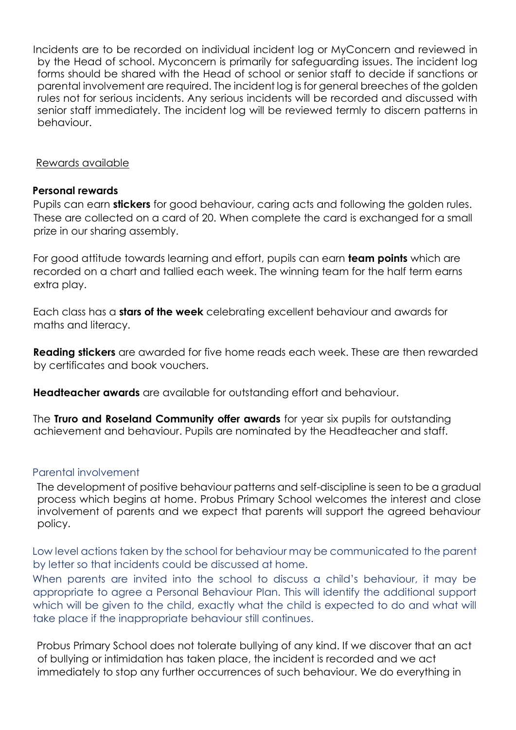Incidents are to be recorded on individual incident log or MyConcern and reviewed in by the Head of school. Myconcern is primarily for safeguarding issues. The incident log forms should be shared with the Head of school or senior staff to decide if sanctions or parental involvement are required. The incident log is for general breeches of the golden rules not for serious incidents. Any serious incidents will be recorded and discussed with senior staff immediately. The incident log will be reviewed termly to discern patterns in behaviour.

## Rewards available

### Personal rewards

Pupils can earn **stickers** for good behaviour, caring acts and following the golden rules. These are collected on a card of 20. When complete the card is exchanged for a small prize in our sharing assembly.

For good attitude towards learning and effort, pupils can earn **team points** which are recorded on a chart and tallied each week. The winning team for the half term earns extra play.

Each class has a **stars of the week** celebrating excellent behaviour and awards for maths and literacy.

**Reading stickers** are awarded for five home reads each week. These are then rewarded by certificates and book vouchers.

**Headteacher awards** are available for outstanding effort and behaviour.

The **Truro and Roseland Community offer awards** for year six pupils for outstanding achievement and behaviour. Pupils are nominated by the Headteacher and staff.

## Parental involvement

The development of positive behaviour patterns and self-discipline is seen to be a gradual process which begins at home. Probus Primary School welcomes the interest and close involvement of parents and we expect that parents will support the agreed behaviour policy.

Low level actions taken by the school for behaviour may be communicated to the parent by letter so that incidents could be discussed at home.

When parents are invited into the school to discuss a child's behaviour, it may be appropriate to agree a Personal Behaviour Plan. This will identify the additional support which will be given to the child, exactly what the child is expected to do and what will take place if the inappropriate behaviour still continues.

Probus Primary School does not tolerate bullying of any kind. If we discover that an act of bullying or intimidation has taken place, the incident is recorded and we act immediately to stop any further occurrences of such behaviour. We do everything in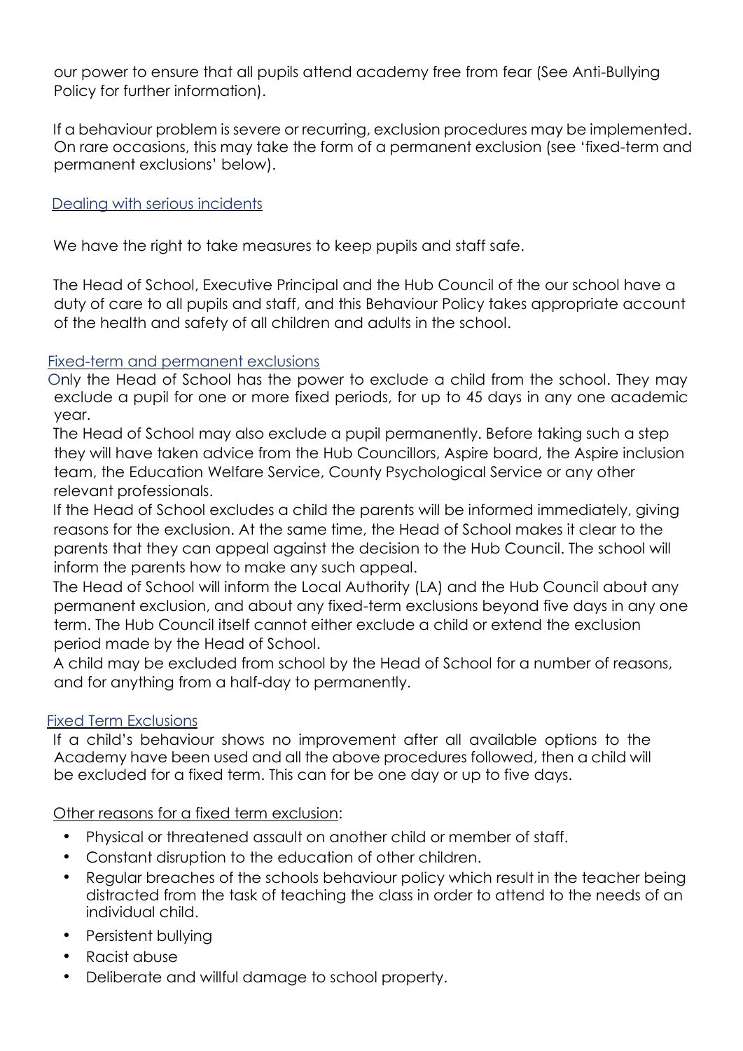our power to ensure that all pupils attend academy free from fear (See Anti-Bullying Policy for further information).

If a behaviour problem is severe or recurring, exclusion procedures may be implemented. On rare occasions, this may take the form of a permanent exclusion (see 'fixed-term and permanent exclusions' below).

## Dealing with serious incidents

We have the right to take measures to keep pupils and staff safe.

The Head of School, Executive Principal and the Hub Council of the our school have a duty of care to all pupils and staff, and this Behaviour Policy takes appropriate account of the health and safety of all children and adults in the school.

## Fixed-term and permanent exclusions

Only the Head of School has the power to exclude a child from the school. They may exclude a pupil for one or more fixed periods, for up to 45 days in any one academic year.

The Head of School may also exclude a pupil permanently. Before taking such a step they will have taken advice from the Hub Councillors, Aspire board, the Aspire inclusion team, the Education Welfare Service, County Psychological Service or any other relevant professionals.

If the Head of School excludes a child the parents will be informed immediately, giving reasons for the exclusion. At the same time, the Head of School makes it clear to the parents that they can appeal against the decision to the Hub Council. The school will inform the parents how to make any such appeal.

The Head of School will inform the Local Authority (LA) and the Hub Council about any permanent exclusion, and about any fixed-term exclusions beyond five days in any one term. The Hub Council itself cannot either exclude a child or extend the exclusion period made by the Head of School.

A child may be excluded from school by the Head of School for a number of reasons, and for anything from a half-day to permanently.

## Fixed Term Exclusions

If a child's behaviour shows no improvement after all available options to the Academy have been used and all the above procedures followed, then a child will be excluded for a fixed term. This can for be one day or up to five days.

Other reasons for a fixed term exclusion:

- Physical or threatened assault on another child or member of staff.
- Constant disruption to the education of other children.
- Regular breaches of the schools behaviour policy which result in the teacher being distracted from the task of teaching the class in order to attend to the needs of an individual child.
- Persistent bullying
- Racist abuse
- Deliberate and willful damage to school property.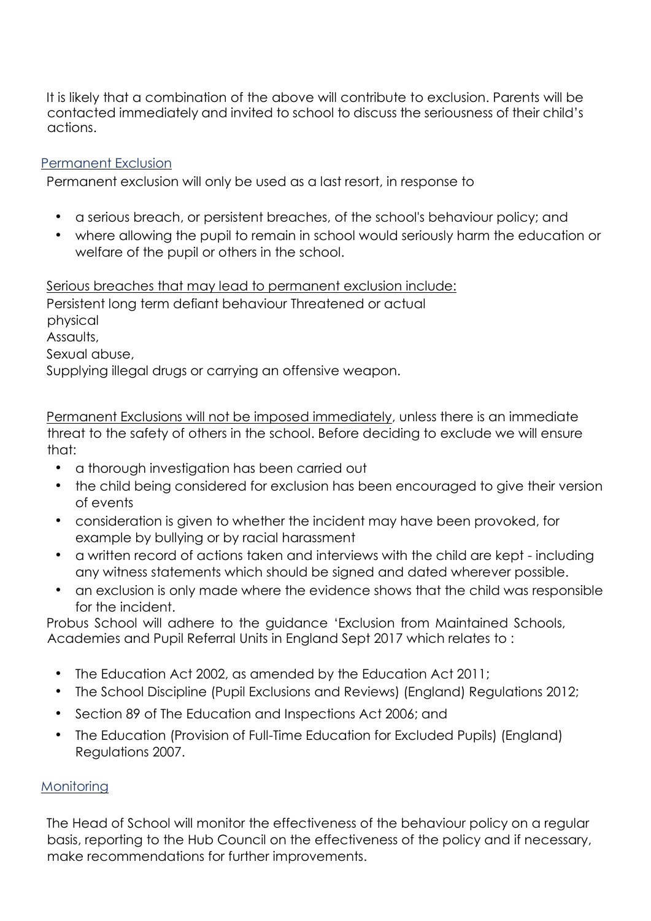It is likely that a combination of the above will contribute to exclusion. Parents will be contacted immediately and invited to school to discuss the seriousness of their child's actions.

## Permanent Exclusion

Permanent exclusion will only be used as a last resort, in response to

- a serious breach, or persistent breaches, of the school's behaviour policy; and
- where allowing the pupil to remain in school would seriously harm the education or welfare of the pupil or others in the school.

Serious breaches that may lead to permanent exclusion include:

Persistent long term defiant behaviour Threatened or actual
physical
Assaults,
Sexual abuse,
Supplying illegal drugs or carrying an offensive weapon.

Permanent Exclusions will not be imposed immediately, unless there is an immediate threat to the safety of others in the school. Before deciding to exclude we will ensure that:

- a thorough investigation has been carried out
- the child being considered for exclusion has been encouraged to give their version of events
- consideration is given to whether the incident may have been provoked, for example by bullying or by racial harassment
- a written record of actions taken and interviews with the child are kept - including any witness statements which should be signed and dated wherever possible.
- an exclusion is only made where the evidence shows that the child was responsible for the incident.

Probus School will adhere to the guidance 'Exclusion from Maintained Schools, Academies and Pupil Referral Units in England Sept 2017 which relates to :

- The Education Act 2002, as amended by the Education Act 2011;
- The School Discipline (Pupil Exclusions and Reviews) (England) Regulations 2012;
- Section 89 of The Education and Inspections Act 2006; and
- The Education (Provision of Full-Time Education for Excluded Pupils) (England) Regulations 2007.

## Monitoring

The Head of School will monitor the effectiveness of the behaviour policy on a regular basis, reporting to the Hub Council on the effectiveness of the policy and if necessary, make recommendations for further improvements.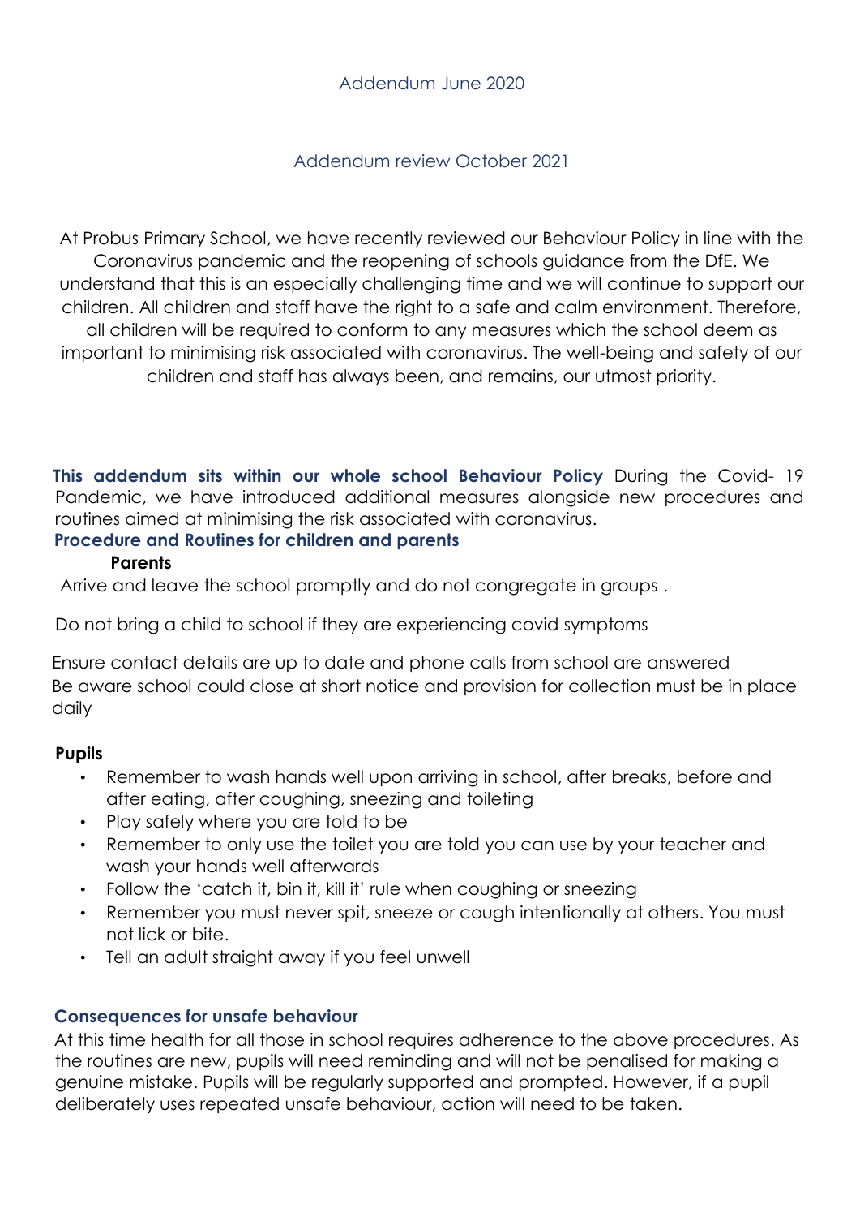Addendum June 2020

Addendum review October 2021

At Probus Primary School, we have recently reviewed our Behaviour Policy in line with the Coronavirus pandemic and the reopening of schools guidance from the DfE. We understand that this is an especially challenging time and we will continue to support our children. All children and staff have the right to a safe and calm environment. Therefore, all children will be required to conform to any measures which the school deem as important to minimising risk associated with coronavirus. The well-being and safety of our children and staff has always been, and remains, our utmost priority.

**This addendum sits within our whole school Behaviour Policy** During the Covid- 19 Pandemic, we have introduced additional measures alongside new procedures and routines aimed at minimising the risk associated with coronavirus.

### Procedure and Routines for children and parents

**Parents**

Arrive and leave the school promptly and do not congregate in groups .

Do not bring a child to school if they are experiencing covid symptoms

Ensure contact details are up to date and phone calls from school are answered
Be aware school could close at short notice and provision for collection must be in place daily

**Pupils**

- Remember to wash hands well upon arriving in school, after breaks, before and after eating, after coughing, sneezing and toileting
- Play safely where you are told to be
- Remember to only use the toilet you are told you can use by your teacher and wash your hands well afterwards
- Follow the 'catch it, bin it, kill it' rule when coughing or sneezing
- Remember you must never spit, sneeze or cough intentionally at others. You must not lick or bite.
- Tell an adult straight away if you feel unwell

### Consequences for unsafe behaviour

At this time health for all those in school requires adherence to the above procedures. As the routines are new, pupils will need reminding and will not be penalised for making a genuine mistake. Pupils will be regularly supported and prompted. However, if a pupil deliberately uses repeated unsafe behaviour, action will need to be taken.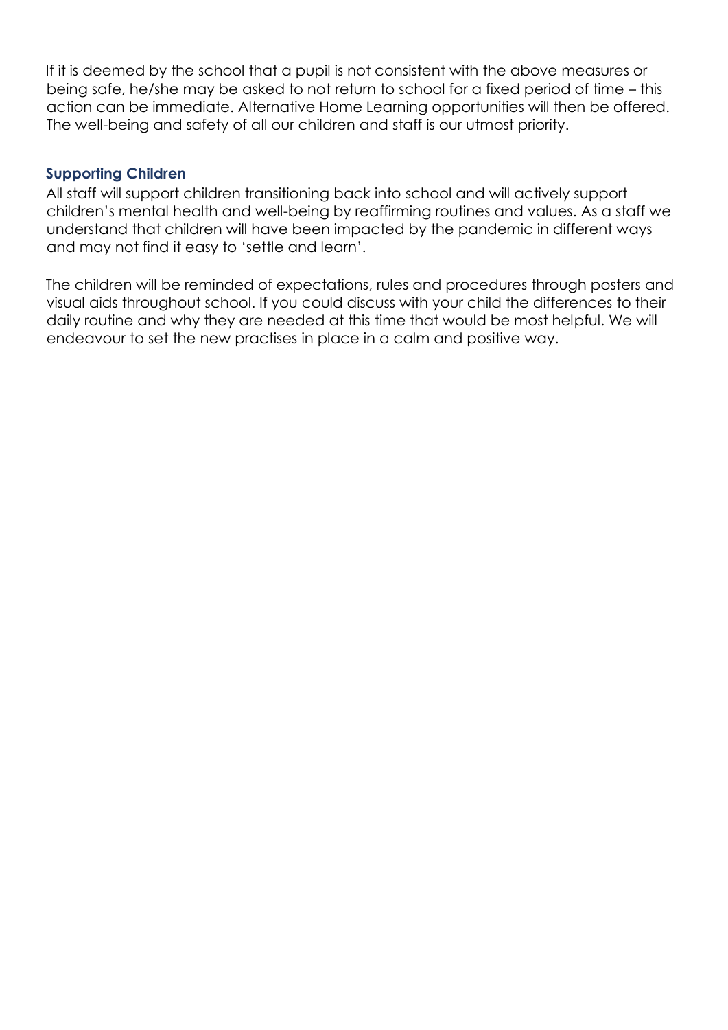If it is deemed by the school that a pupil is not consistent with the above measures or being safe, he/she may be asked to not return to school for a fixed period of time – this action can be immediate. Alternative Home Learning opportunities will then be offered. The well-being and safety of all our children and staff is our utmost priority.

### Supporting Children

All staff will support children transitioning back into school and will actively support children's mental health and well-being by reaffirming routines and values. As a staff we understand that children will have been impacted by the pandemic in different ways and may not find it easy to 'settle and learn'.

The children will be reminded of expectations, rules and procedures through posters and visual aids throughout school. If you could discuss with your child the differences to their daily routine and why they are needed at this time that would be most helpful. We will endeavour to set the new practises in place in a calm and positive way.